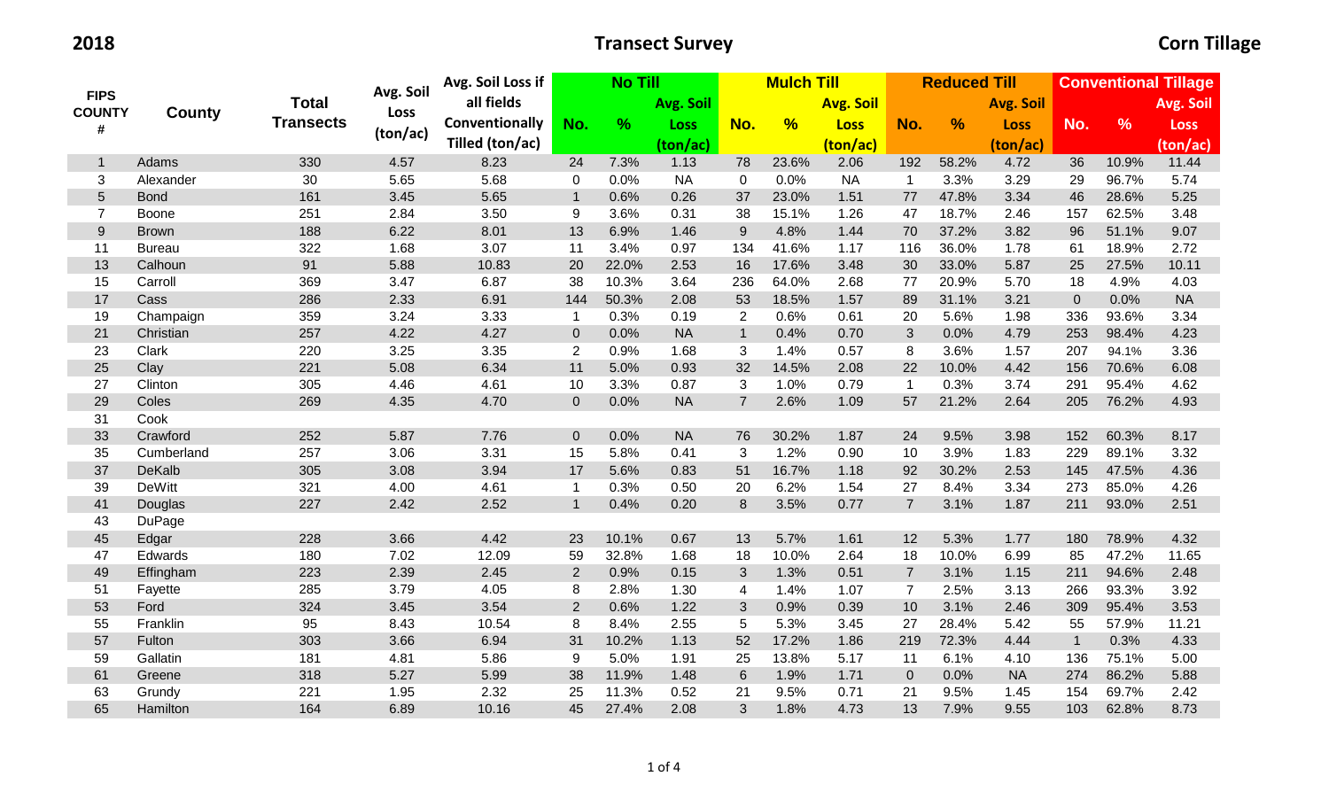**2018** **Transect Survey** **Corn Tillage**

| FIPS COUNTY # | County | Total Transects | Avg. Soil Loss (ton/ac) | Avg. Soil Loss if all fields Conventionally Tilled (ton/ac) | No Till | | | Mulch Till | | | Reduced Till | | | Conventional Tillage | | |
|---|---|---|---|---|---|---|---|---|---|---|---|---|---|---|---|---|
| | | | | | No. | % | Avg. Soil Loss (ton/ac) | No. | % | Avg. Soil Loss (ton/ac) | No. | % | Avg. Soil Loss (ton/ac) | No. | % | Avg. Soil Loss (ton/ac) |
| 1 | Adams | 330 | 4.57 | 8.23 | 24 | 7.3% | 1.13 | 78 | 23.6% | 2.06 | 192 | 58.2% | 4.72 | 36 | 10.9% | 11.44 |
| 3 | Alexander | 30 | 5.65 | 5.68 | 0 | 0.0% | NA | 0 | 0.0% | NA | 1 | 3.3% | 3.29 | 29 | 96.7% | 5.74 |
| 5 | Bond | 161 | 3.45 | 5.65 | 1 | 0.6% | 0.26 | 37 | 23.0% | 1.51 | 77 | 47.8% | 3.34 | 46 | 28.6% | 5.25 |
| 7 | Boone | 251 | 2.84 | 3.50 | 9 | 3.6% | 0.31 | 38 | 15.1% | 1.26 | 47 | 18.7% | 2.46 | 157 | 62.5% | 3.48 |
| 9 | Brown | 188 | 6.22 | 8.01 | 13 | 6.9% | 1.46 | 9 | 4.8% | 1.44 | 70 | 37.2% | 3.82 | 96 | 51.1% | 9.07 |
| 11 | Bureau | 322 | 1.68 | 3.07 | 11 | 3.4% | 0.97 | 134 | 41.6% | 1.17 | 116 | 36.0% | 1.78 | 61 | 18.9% | 2.72 |
| 13 | Calhoun | 91 | 5.88 | 10.83 | 20 | 22.0% | 2.53 | 16 | 17.6% | 3.48 | 30 | 33.0% | 5.87 | 25 | 27.5% | 10.11 |
| 15 | Carroll | 369 | 3.47 | 6.87 | 38 | 10.3% | 3.64 | 236 | 64.0% | 2.68 | 77 | 20.9% | 5.70 | 18 | 4.9% | 4.03 |
| 17 | Cass | 286 | 2.33 | 6.91 | 144 | 50.3% | 2.08 | 53 | 18.5% | 1.57 | 89 | 31.1% | 3.21 | 0 | 0.0% | NA |
| 19 | Champaign | 359 | 3.24 | 3.33 | 1 | 0.3% | 0.19 | 2 | 0.6% | 0.61 | 20 | 5.6% | 1.98 | 336 | 93.6% | 3.34 |
| 21 | Christian | 257 | 4.22 | 4.27 | 0 | 0.0% | NA | 1 | 0.4% | 0.70 | 3 | 0.0% | 4.79 | 253 | 98.4% | 4.23 |
| 23 | Clark | 220 | 3.25 | 3.35 | 2 | 0.9% | 1.68 | 3 | 1.4% | 0.57 | 8 | 3.6% | 1.57 | 207 | 94.1% | 3.36 |
| 25 | Clay | 221 | 5.08 | 6.34 | 11 | 5.0% | 0.93 | 32 | 14.5% | 2.08 | 22 | 10.0% | 4.42 | 156 | 70.6% | 6.08 |
| 27 | Clinton | 305 | 4.46 | 4.61 | 10 | 3.3% | 0.87 | 3 | 1.0% | 0.79 | 1 | 0.3% | 3.74 | 291 | 95.4% | 4.62 |
| 29 | Coles | 269 | 4.35 | 4.70 | 0 | 0.0% | NA | 7 | 2.6% | 1.09 | 57 | 21.2% | 2.64 | 205 | 76.2% | 4.93 |
| 31 | Cook | | | | | | | | | | | | | | | |
| 33 | Crawford | 252 | 5.87 | 7.76 | 0 | 0.0% | NA | 76 | 30.2% | 1.87 | 24 | 9.5% | 3.98 | 152 | 60.3% | 8.17 |
| 35 | Cumberland | 257 | 3.06 | 3.31 | 15 | 5.8% | 0.41 | 3 | 1.2% | 0.90 | 10 | 3.9% | 1.83 | 229 | 89.1% | 3.32 |
| 37 | DeKalb | 305 | 3.08 | 3.94 | 17 | 5.6% | 0.83 | 51 | 16.7% | 1.18 | 92 | 30.2% | 2.53 | 145 | 47.5% | 4.36 |
| 39 | DeWitt | 321 | 4.00 | 4.61 | 1 | 0.3% | 0.50 | 20 | 6.2% | 1.54 | 27 | 8.4% | 3.34 | 273 | 85.0% | 4.26 |
| 41 | Douglas | 227 | 2.42 | 2.52 | 1 | 0.4% | 0.20 | 8 | 3.5% | 0.77 | 7 | 3.1% | 1.87 | 211 | 93.0% | 2.51 |
| 43 | DuPage | | | | | | | | | | | | | | | |
| 45 | Edgar | 228 | 3.66 | 4.42 | 23 | 10.1% | 0.67 | 13 | 5.7% | 1.61 | 12 | 5.3% | 1.77 | 180 | 78.9% | 4.32 |
| 47 | Edwards | 180 | 7.02 | 12.09 | 59 | 32.8% | 1.68 | 18 | 10.0% | 2.64 | 18 | 10.0% | 6.99 | 85 | 47.2% | 11.65 |
| 49 | Effingham | 223 | 2.39 | 2.45 | 2 | 0.9% | 0.15 | 3 | 1.3% | 0.51 | 7 | 3.1% | 1.15 | 211 | 94.6% | 2.48 |
| 51 | Fayette | 285 | 3.79 | 4.05 | 8 | 2.8% | 1.30 | 4 | 1.4% | 1.07 | 7 | 2.5% | 3.13 | 266 | 93.3% | 3.92 |
| 53 | Ford | 324 | 3.45 | 3.54 | 2 | 0.6% | 1.22 | 3 | 0.9% | 0.39 | 10 | 3.1% | 2.46 | 309 | 95.4% | 3.53 |
| 55 | Franklin | 95 | 8.43 | 10.54 | 8 | 8.4% | 2.55 | 5 | 5.3% | 3.45 | 27 | 28.4% | 5.42 | 55 | 57.9% | 11.21 |
| 57 | Fulton | 303 | 3.66 | 6.94 | 31 | 10.2% | 1.13 | 52 | 17.2% | 1.86 | 219 | 72.3% | 4.44 | 1 | 0.3% | 4.33 |
| 59 | Gallatin | 181 | 4.81 | 5.86 | 9 | 5.0% | 1.91 | 25 | 13.8% | 5.17 | 11 | 6.1% | 4.10 | 136 | 75.1% | 5.00 |
| 61 | Greene | 318 | 5.27 | 5.99 | 38 | 11.9% | 1.48 | 6 | 1.9% | 1.71 | 0 | 0.0% | NA | 274 | 86.2% | 5.88 |
| 63 | Grundy | 221 | 1.95 | 2.32 | 25 | 11.3% | 0.52 | 21 | 9.5% | 0.71 | 21 | 9.5% | 1.45 | 154 | 69.7% | 2.42 |
| 65 | Hamilton | 164 | 6.89 | 10.16 | 45 | 27.4% | 2.08 | 3 | 1.8% | 4.73 | 13 | 7.9% | 9.55 | 103 | 62.8% | 8.73 |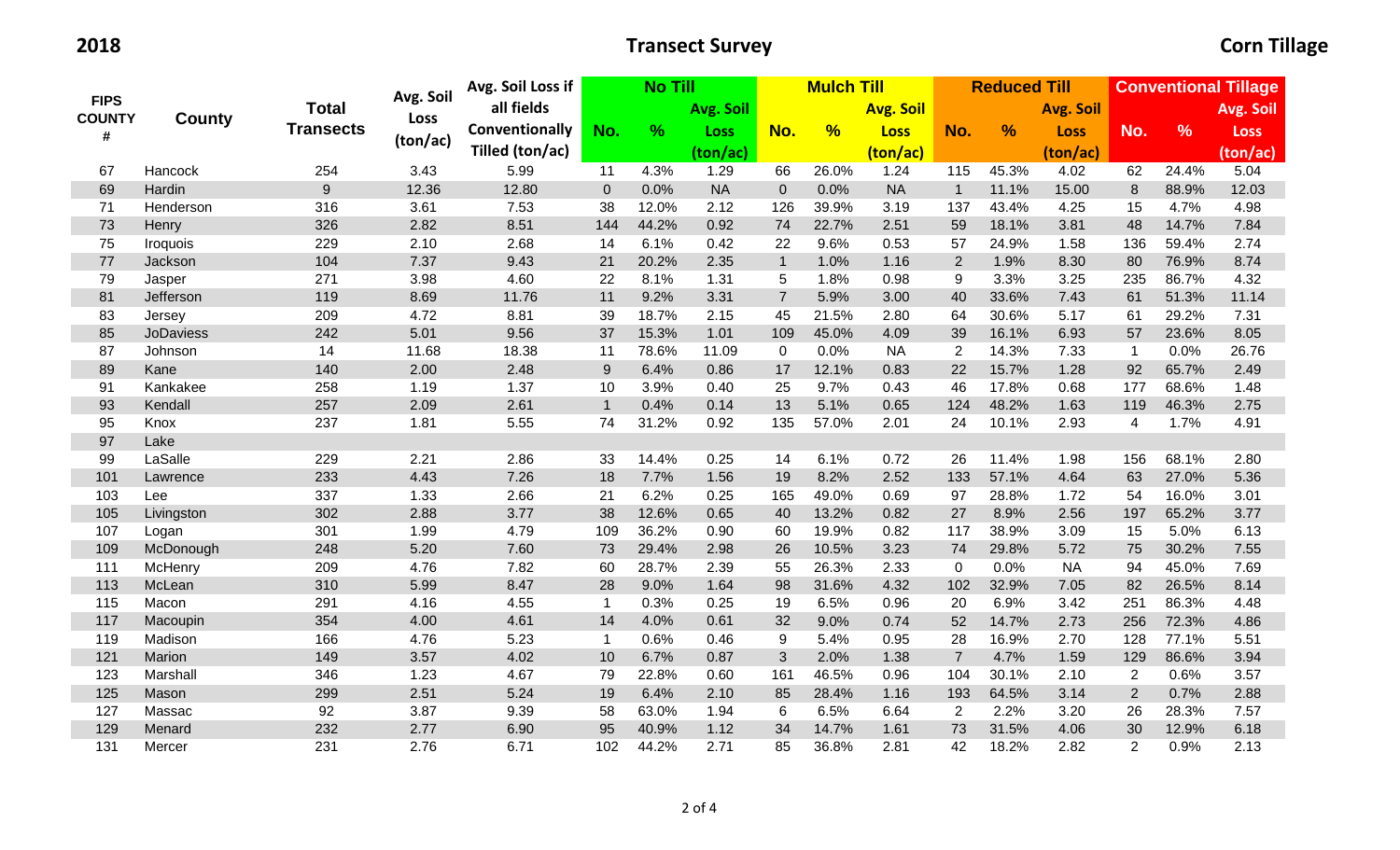**2018** **Transect Survey** **Corn Tillage**

| FIPS COUNTY # | County | Total Transects | Avg. Soil Loss (ton/ac) | Avg. Soil Loss if all fields Conventionally Tilled (ton/ac) | No Till | | | Mulch Till | | | Reduced Till | | | Conventional Tillage | | |
|---|---|---|---|---|---|---|---|---|---|---|---|---|---|---|---|---|
| | | | | | No. | % | Avg. Soil Loss (ton/ac) | No. | % | Avg. Soil Loss (ton/ac) | No. | % | Avg. Soil Loss (ton/ac) | No. | % | Avg. Soil Loss (ton/ac) |
| 67 | Hancock | 254 | 3.43 | 5.99 | 11 | 4.3% | 1.29 | 66 | 26.0% | 1.24 | 115 | 45.3% | 4.02 | 62 | 24.4% | 5.04 |
| 69 | Hardin | 9 | 12.36 | 12.80 | 0 | 0.0% | NA | 0 | 0.0% | NA | 1 | 11.1% | 15.00 | 8 | 88.9% | 12.03 |
| 71 | Henderson | 316 | 3.61 | 7.53 | 38 | 12.0% | 2.12 | 126 | 39.9% | 3.19 | 137 | 43.4% | 4.25 | 15 | 4.7% | 4.98 |
| 73 | Henry | 326 | 2.82 | 8.51 | 144 | 44.2% | 0.92 | 74 | 22.7% | 2.51 | 59 | 18.1% | 3.81 | 48 | 14.7% | 7.84 |
| 75 | Iroquois | 229 | 2.10 | 2.68 | 14 | 6.1% | 0.42 | 22 | 9.6% | 0.53 | 57 | 24.9% | 1.58 | 136 | 59.4% | 2.74 |
| 77 | Jackson | 104 | 7.37 | 9.43 | 21 | 20.2% | 2.35 | 1 | 1.0% | 1.16 | 2 | 1.9% | 8.30 | 80 | 76.9% | 8.74 |
| 79 | Jasper | 271 | 3.98 | 4.60 | 22 | 8.1% | 1.31 | 5 | 1.8% | 0.98 | 9 | 3.3% | 3.25 | 235 | 86.7% | 4.32 |
| 81 | Jefferson | 119 | 8.69 | 11.76 | 11 | 9.2% | 3.31 | 7 | 5.9% | 3.00 | 40 | 33.6% | 7.43 | 61 | 51.3% | 11.14 |
| 83 | Jersey | 209 | 4.72 | 8.81 | 39 | 18.7% | 2.15 | 45 | 21.5% | 2.80 | 64 | 30.6% | 5.17 | 61 | 29.2% | 7.31 |
| 85 | JoDaviess | 242 | 5.01 | 9.56 | 37 | 15.3% | 1.01 | 109 | 45.0% | 4.09 | 39 | 16.1% | 6.93 | 57 | 23.6% | 8.05 |
| 87 | Johnson | 14 | 11.68 | 18.38 | 11 | 78.6% | 11.09 | 0 | 0.0% | NA | 2 | 14.3% | 7.33 | 1 | 0.0% | 26.76 |
| 89 | Kane | 140 | 2.00 | 2.48 | 9 | 6.4% | 0.86 | 17 | 12.1% | 0.83 | 22 | 15.7% | 1.28 | 92 | 65.7% | 2.49 |
| 91 | Kankakee | 258 | 1.19 | 1.37 | 10 | 3.9% | 0.40 | 25 | 9.7% | 0.43 | 46 | 17.8% | 0.68 | 177 | 68.6% | 1.48 |
| 93 | Kendall | 257 | 2.09 | 2.61 | 1 | 0.4% | 0.14 | 13 | 5.1% | 0.65 | 124 | 48.2% | 1.63 | 119 | 46.3% | 2.75 |
| 95 | Knox | 237 | 1.81 | 5.55 | 74 | 31.2% | 0.92 | 135 | 57.0% | 2.01 | 24 | 10.1% | 2.93 | 4 | 1.7% | 4.91 |
| 97 | Lake | | | | | | | | | | | | | | | |
| 99 | LaSalle | 229 | 2.21 | 2.86 | 33 | 14.4% | 0.25 | 14 | 6.1% | 0.72 | 26 | 11.4% | 1.98 | 156 | 68.1% | 2.80 |
| 101 | Lawrence | 233 | 4.43 | 7.26 | 18 | 7.7% | 1.56 | 19 | 8.2% | 2.52 | 133 | 57.1% | 4.64 | 63 | 27.0% | 5.36 |
| 103 | Lee | 337 | 1.33 | 2.66 | 21 | 6.2% | 0.25 | 165 | 49.0% | 0.69 | 97 | 28.8% | 1.72 | 54 | 16.0% | 3.01 |
| 105 | Livingston | 302 | 2.88 | 3.77 | 38 | 12.6% | 0.65 | 40 | 13.2% | 0.82 | 27 | 8.9% | 2.56 | 197 | 65.2% | 3.77 |
| 107 | Logan | 301 | 1.99 | 4.79 | 109 | 36.2% | 0.90 | 60 | 19.9% | 0.82 | 117 | 38.9% | 3.09 | 15 | 5.0% | 6.13 |
| 109 | McDonough | 248 | 5.20 | 7.60 | 73 | 29.4% | 2.98 | 26 | 10.5% | 3.23 | 74 | 29.8% | 5.72 | 75 | 30.2% | 7.55 |
| 111 | McHenry | 209 | 4.76 | 7.82 | 60 | 28.7% | 2.39 | 55 | 26.3% | 2.33 | 0 | 0.0% | NA | 94 | 45.0% | 7.69 |
| 113 | McLean | 310 | 5.99 | 8.47 | 28 | 9.0% | 1.64 | 98 | 31.6% | 4.32 | 102 | 32.9% | 7.05 | 82 | 26.5% | 8.14 |
| 115 | Macon | 291 | 4.16 | 4.55 | 1 | 0.3% | 0.25 | 19 | 6.5% | 0.96 | 20 | 6.9% | 3.42 | 251 | 86.3% | 4.48 |
| 117 | Macoupin | 354 | 4.00 | 4.61 | 14 | 4.0% | 0.61 | 32 | 9.0% | 0.74 | 52 | 14.7% | 2.73 | 256 | 72.3% | 4.86 |
| 119 | Madison | 166 | 4.76 | 5.23 | 1 | 0.6% | 0.46 | 9 | 5.4% | 0.95 | 28 | 16.9% | 2.70 | 128 | 77.1% | 5.51 |
| 121 | Marion | 149 | 3.57 | 4.02 | 10 | 6.7% | 0.87 | 3 | 2.0% | 1.38 | 7 | 4.7% | 1.59 | 129 | 86.6% | 3.94 |
| 123 | Marshall | 346 | 1.23 | 4.67 | 79 | 22.8% | 0.60 | 161 | 46.5% | 0.96 | 104 | 30.1% | 2.10 | 2 | 0.6% | 3.57 |
| 125 | Mason | 299 | 2.51 | 5.24 | 19 | 6.4% | 2.10 | 85 | 28.4% | 1.16 | 193 | 64.5% | 3.14 | 2 | 0.7% | 2.88 |
| 127 | Massac | 92 | 3.87 | 9.39 | 58 | 63.0% | 1.94 | 6 | 6.5% | 6.64 | 2 | 2.2% | 3.20 | 26 | 28.3% | 7.57 |
| 129 | Menard | 232 | 2.77 | 6.90 | 95 | 40.9% | 1.12 | 34 | 14.7% | 1.61 | 73 | 31.5% | 4.06 | 30 | 12.9% | 6.18 |
| 131 | Mercer | 231 | 2.76 | 6.71 | 102 | 44.2% | 2.71 | 85 | 36.8% | 2.81 | 42 | 18.2% | 2.82 | 2 | 0.9% | 2.13 |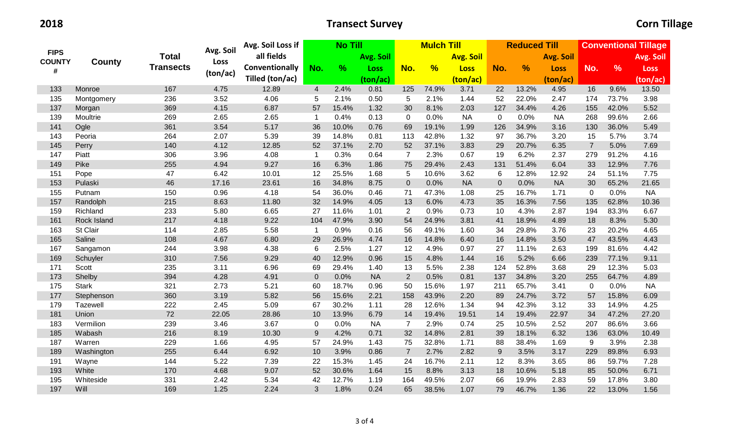**2018** **Transect Survey** **Corn Tillage**

| FIPS COUNTY # | County | Total Transects | Avg. Soil Loss (ton/ac) | Avg. Soil Loss if all fields Conventionally Tilled (ton/ac) | No Till | | | Mulch Till | | | Reduced Till | | | Conventional Tillage | | |
|---|---|---|---|---|---|---|---|---|---|---|---|---|---|---|---|---|
| | | | | | No. | % | Avg. Soil Loss (ton/ac) | No. | % | Avg. Soil Loss (ton/ac) | No. | % | Avg. Soil Loss (ton/ac) | No. | % | Avg. Soil Loss (ton/ac) |
| 133 | Monroe | 167 | 4.75 | 12.89 | 4 | 2.4% | 0.81 | 125 | 74.9% | 3.71 | 22 | 13.2% | 4.95 | 16 | 9.6% | 13.50 |
| 135 | Montgomery | 236 | 3.52 | 4.06 | 5 | 2.1% | 0.50 | 5 | 2.1% | 1.44 | 52 | 22.0% | 2.47 | 174 | 73.7% | 3.98 |
| 137 | Morgan | 369 | 4.15 | 6.87 | 57 | 15.4% | 1.32 | 30 | 8.1% | 2.03 | 127 | 34.4% | 4.26 | 155 | 42.0% | 5.52 |
| 139 | Moultrie | 269 | 2.65 | 2.65 | 1 | 0.4% | 0.13 | 0 | 0.0% | NA | 0 | 0.0% | NA | 268 | 99.6% | 2.66 |
| 141 | Ogle | 361 | 3.54 | 5.17 | 36 | 10.0% | 0.76 | 69 | 19.1% | 1.99 | 126 | 34.9% | 3.16 | 130 | 36.0% | 5.49 |
| 143 | Peoria | 264 | 2.07 | 5.39 | 39 | 14.8% | 0.81 | 113 | 42.8% | 1.32 | 97 | 36.7% | 3.20 | 15 | 5.7% | 3.74 |
| 145 | Perry | 140 | 4.12 | 12.85 | 52 | 37.1% | 2.70 | 52 | 37.1% | 3.83 | 29 | 20.7% | 6.35 | 7 | 5.0% | 7.69 |
| 147 | Piatt | 306 | 3.96 | 4.08 | 1 | 0.3% | 0.64 | 7 | 2.3% | 0.67 | 19 | 6.2% | 2.37 | 279 | 91.2% | 4.16 |
| 149 | Pike | 255 | 4.94 | 9.27 | 16 | 6.3% | 1.86 | 75 | 29.4% | 2.43 | 131 | 51.4% | 6.04 | 33 | 12.9% | 7.76 |
| 151 | Pope | 47 | 6.42 | 10.01 | 12 | 25.5% | 1.68 | 5 | 10.6% | 3.62 | 6 | 12.8% | 12.92 | 24 | 51.1% | 7.75 |
| 153 | Pulaski | 46 | 17.16 | 23.61 | 16 | 34.8% | 8.75 | 0 | 0.0% | NA | 0 | 0.0% | NA | 30 | 65.2% | 21.65 |
| 155 | Putnam | 150 | 0.96 | 4.18 | 54 | 36.0% | 0.46 | 71 | 47.3% | 1.08 | 25 | 16.7% | 1.71 | 0 | 0.0% | NA |
| 157 | Randolph | 215 | 8.63 | 11.80 | 32 | 14.9% | 4.05 | 13 | 6.0% | 4.73 | 35 | 16.3% | 7.56 | 135 | 62.8% | 10.36 |
| 159 | Richland | 233 | 5.80 | 6.65 | 27 | 11.6% | 1.01 | 2 | 0.9% | 0.73 | 10 | 4.3% | 2.87 | 194 | 83.3% | 6.67 |
| 161 | Rock Island | 217 | 4.18 | 9.22 | 104 | 47.9% | 3.90 | 54 | 24.9% | 3.81 | 41 | 18.9% | 4.89 | 18 | 8.3% | 5.30 |
| 163 | St Clair | 114 | 2.85 | 5.58 | 1 | 0.9% | 0.16 | 56 | 49.1% | 1.60 | 34 | 29.8% | 3.76 | 23 | 20.2% | 4.65 |
| 165 | Saline | 108 | 4.67 | 6.80 | 29 | 26.9% | 4.74 | 16 | 14.8% | 6.40 | 16 | 14.8% | 3.50 | 47 | 43.5% | 4.43 |
| 167 | Sangamon | 244 | 3.98 | 4.38 | 6 | 2.5% | 1.27 | 12 | 4.9% | 0.97 | 27 | 11.1% | 2.63 | 199 | 81.6% | 4.42 |
| 169 | Schuyler | 310 | 7.56 | 9.29 | 40 | 12.9% | 0.96 | 15 | 4.8% | 1.44 | 16 | 5.2% | 6.66 | 239 | 77.1% | 9.11 |
| 171 | Scott | 235 | 3.11 | 6.96 | 69 | 29.4% | 1.40 | 13 | 5.5% | 2.38 | 124 | 52.8% | 3.68 | 29 | 12.3% | 5.03 |
| 173 | Shelby | 394 | 4.28 | 4.91 | 0 | 0.0% | NA | 2 | 0.5% | 0.81 | 137 | 34.8% | 3.20 | 255 | 64.7% | 4.89 |
| 175 | Stark | 321 | 2.73 | 5.21 | 60 | 18.7% | 0.96 | 50 | 15.6% | 1.97 | 211 | 65.7% | 3.41 | 0 | 0.0% | NA |
| 177 | Stephenson | 360 | 3.19 | 5.82 | 56 | 15.6% | 2.21 | 158 | 43.9% | 2.20 | 89 | 24.7% | 3.72 | 57 | 15.8% | 6.09 |
| 179 | Tazewell | 222 | 2.45 | 5.09 | 67 | 30.2% | 1.11 | 28 | 12.6% | 1.34 | 94 | 42.3% | 3.12 | 33 | 14.9% | 4.25 |
| 181 | Union | 72 | 22.05 | 28.86 | 10 | 13.9% | 6.79 | 14 | 19.4% | 19.51 | 14 | 19.4% | 22.97 | 34 | 47.2% | 27.20 |
| 183 | Vermilion | 239 | 3.46 | 3.67 | 0 | 0.0% | NA | 7 | 2.9% | 0.74 | 25 | 10.5% | 2.52 | 207 | 86.6% | 3.66 |
| 185 | Wabash | 216 | 8.19 | 10.30 | 9 | 4.2% | 0.71 | 32 | 14.8% | 2.81 | 39 | 18.1% | 6.32 | 136 | 63.0% | 10.49 |
| 187 | Warren | 229 | 1.66 | 4.95 | 57 | 24.9% | 1.43 | 75 | 32.8% | 1.71 | 88 | 38.4% | 1.69 | 9 | 3.9% | 2.38 |
| 189 | Washington | 255 | 6.44 | 6.92 | 10 | 3.9% | 0.86 | 7 | 2.7% | 2.82 | 9 | 3.5% | 3.17 | 229 | 89.8% | 6.93 |
| 191 | Wayne | 144 | 5.22 | 7.39 | 22 | 15.3% | 1.45 | 24 | 16.7% | 2.11 | 12 | 8.3% | 3.65 | 86 | 59.7% | 7.28 |
| 193 | White | 170 | 4.68 | 9.07 | 52 | 30.6% | 1.64 | 15 | 8.8% | 3.13 | 18 | 10.6% | 5.18 | 85 | 50.0% | 6.71 |
| 195 | Whiteside | 331 | 2.42 | 5.34 | 42 | 12.7% | 1.19 | 164 | 49.5% | 2.07 | 66 | 19.9% | 2.83 | 59 | 17.8% | 3.80 |
| 197 | Will | 169 | 1.25 | 2.24 | 3 | 1.8% | 0.24 | 65 | 38.5% | 1.07 | 79 | 46.7% | 1.36 | 22 | 13.0% | 1.56 |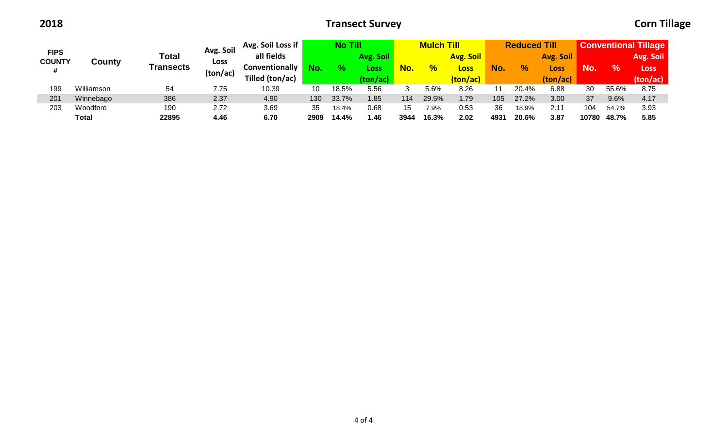2018

# Transect Survey

**Corn Tillage**

| FIPS COUNTY # | County | Total Transects | Avg. Soil Loss (ton/ac) | Avg. Soil Loss if all fields Conventionally Tilled (ton/ac) | No Till | | | Mulch Till | | | Reduced Till | | | Conventional Tillage | | |
|---|---|---|---|---|---|---|---|---|---|---|---|---|---|---|---|---|
| | | | | | No. | % | Avg. Soil Loss (ton/ac) | No. | % | Avg. Soil Loss (ton/ac) | No. | % | Avg. Soil Loss (ton/ac) | No. | % | Avg. Soil Loss (ton/ac) |
| 199 | Williamson | 54 | 7.75 | 10.39 | 10 | 18.5% | 5.56 | 3 | 5.6% | 8.26 | 11 | 20.4% | 6.88 | 30 | 55.6% | 8.75 |
| 201 | Winnebago | 386 | 2.37 | 4.90 | 130 | 33.7% | 1.85 | 114 | 29.5% | 1.79 | 105 | 27.2% | 3.00 | 37 | 9.6% | 4.17 |
| 203 | Woodford | 190 | 2.72 | 3.69 | 35 | 18.4% | 0.68 | 15 | 7.9% | 0.53 | 36 | 18.9% | 2.11 | 104 | 54.7% | 3.93 |
| | **Total** | **22895** | **4.46** | **6.70** | **2909** | **14.4%** | **1.46** | **3944** | **16.3%** | **2.02** | **4931** | **20.6%** | **3.87** | **10780** | **48.7%** | **5.85** |